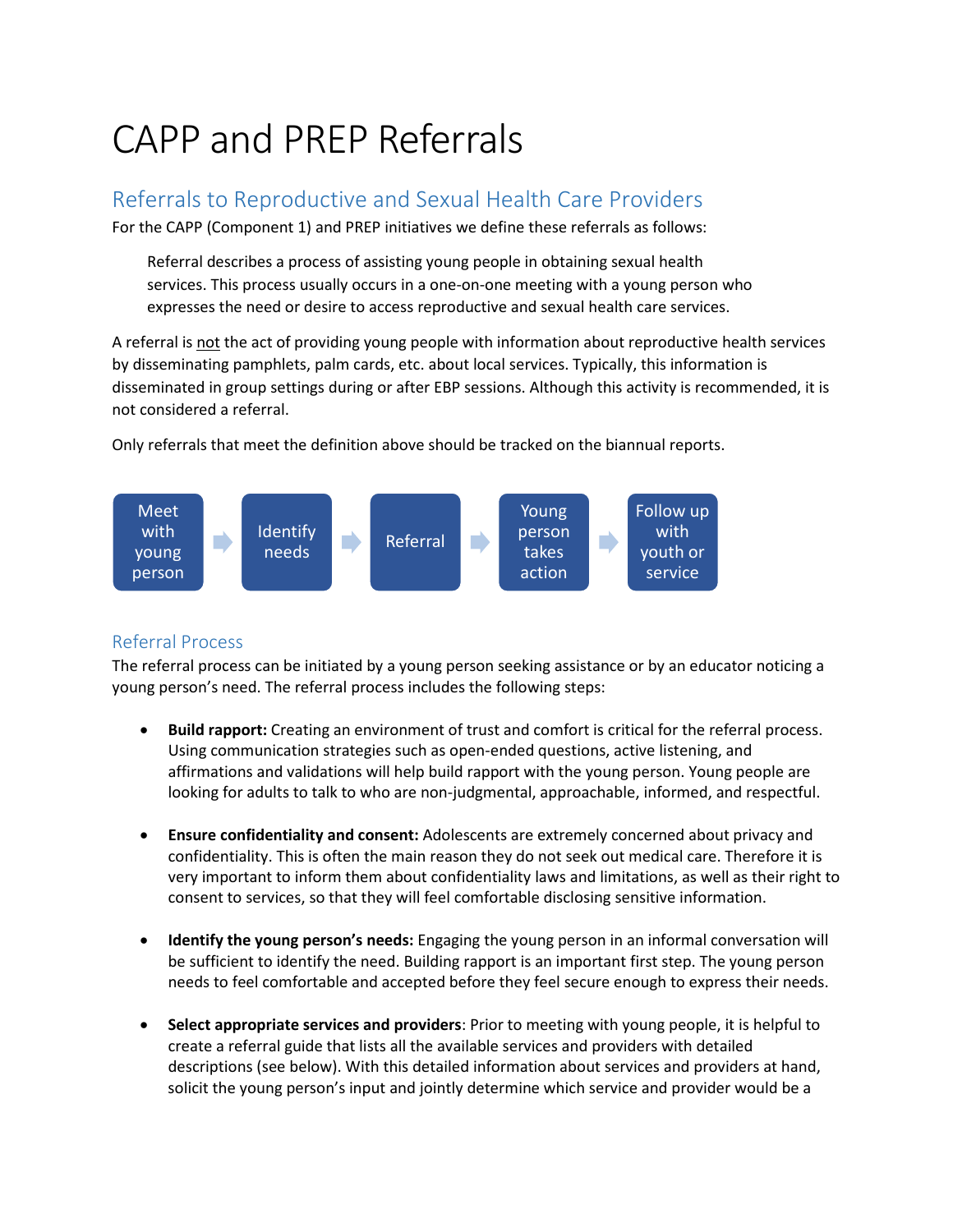# CAPP and PREP Referrals

## Referrals to Reproductive and Sexual Health Care Providers

For the CAPP (Component 1) and PREP initiatives we define these referrals as follows:

> Referral describes a process of assisting young people in obtaining sexual health services. This process usually occurs in a one-on-one meeting with a young person who expresses the need or desire to access reproductive and sexual health care services.

A referral is not the act of providing young people with information about reproductive health services by disseminating pamphlets, palm cards, etc. about local services. Typically, this information is disseminated in group settings during or after EBP sessions. Although this activity is recommended, it is not considered a referral.

Only referrals that meet the definition above should be tracked on the biannual reports.

Meet with young person → Identify needs → Referral → Young person takes action → Follow up with youth or service

### Referral Process

The referral process can be initiated by a young person seeking assistance or by an educator noticing a young person's need. The referral process includes the following steps:

- **Build rapport:** Creating an environment of trust and comfort is critical for the referral process. Using communication strategies such as open-ended questions, active listening, and affirmations and validations will help build rapport with the young person. Young people are looking for adults to talk to who are non-judgmental, approachable, informed, and respectful.

- **Ensure confidentiality and consent:** Adolescents are extremely concerned about privacy and confidentiality. This is often the main reason they do not seek out medical care. Therefore it is very important to inform them about confidentiality laws and limitations, as well as their right to consent to services, so that they will feel comfortable disclosing sensitive information.

- **Identify the young person's needs:** Engaging the young person in an informal conversation will be sufficient to identify the need. Building rapport is an important first step. The young person needs to feel comfortable and accepted before they feel secure enough to express their needs.

- **Select appropriate services and providers**: Prior to meeting with young people, it is helpful to create a referral guide that lists all the available services and providers with detailed descriptions (see below). With this detailed information about services and providers at hand, solicit the young person's input and jointly determine which service and provider would be a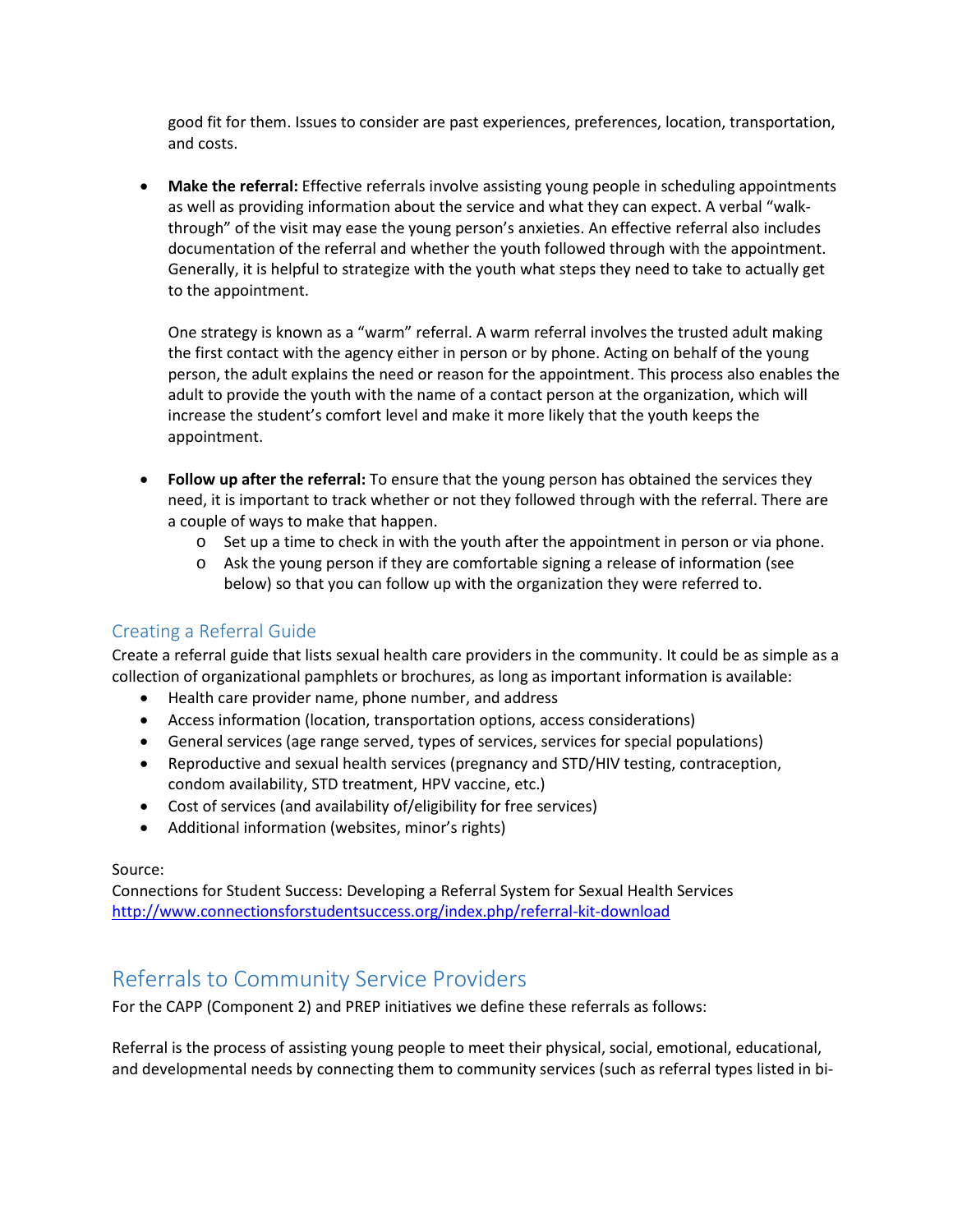good fit for them. Issues to consider are past experiences, preferences, location, transportation, and costs.

- **Make the referral:** Effective referrals involve assisting young people in scheduling appointments as well as providing information about the service and what they can expect. A verbal "walk-through" of the visit may ease the young person's anxieties. An effective referral also includes documentation of the referral and whether the youth followed through with the appointment. Generally, it is helpful to strategize with the youth what steps they need to take to actually get to the appointment.

  One strategy is known as a "warm" referral. A warm referral involves the trusted adult making the first contact with the agency either in person or by phone. Acting on behalf of the young person, the adult explains the need or reason for the appointment. This process also enables the adult to provide the youth with the name of a contact person at the organization, which will increase the student's comfort level and make it more likely that the youth keeps the appointment.

- **Follow up after the referral:** To ensure that the young person has obtained the services they need, it is important to track whether or not they followed through with the referral. There are a couple of ways to make that happen.
  - Set up a time to check in with the youth after the appointment in person or via phone.
  - Ask the young person if they are comfortable signing a release of information (see below) so that you can follow up with the organization they were referred to.

### Creating a Referral Guide

Create a referral guide that lists sexual health care providers in the community. It could be as simple as a collection of organizational pamphlets or brochures, as long as important information is available:

- Health care provider name, phone number, and address
- Access information (location, transportation options, access considerations)
- General services (age range served, types of services, services for special populations)
- Reproductive and sexual health services (pregnancy and STD/HIV testing, contraception, condom availability, STD treatment, HPV vaccine, etc.)
- Cost of services (and availability of/eligibility for free services)
- Additional information (websites, minor's rights)

Source:
Connections for Student Success: Developing a Referral System for Sexual Health Services
http://www.connectionsforstudentsuccess.org/index.php/referral-kit-download

## Referrals to Community Service Providers

For the CAPP (Component 2) and PREP initiatives we define these referrals as follows:

Referral is the process of assisting young people to meet their physical, social, emotional, educational, and developmental needs by connecting them to community services (such as referral types listed in bi-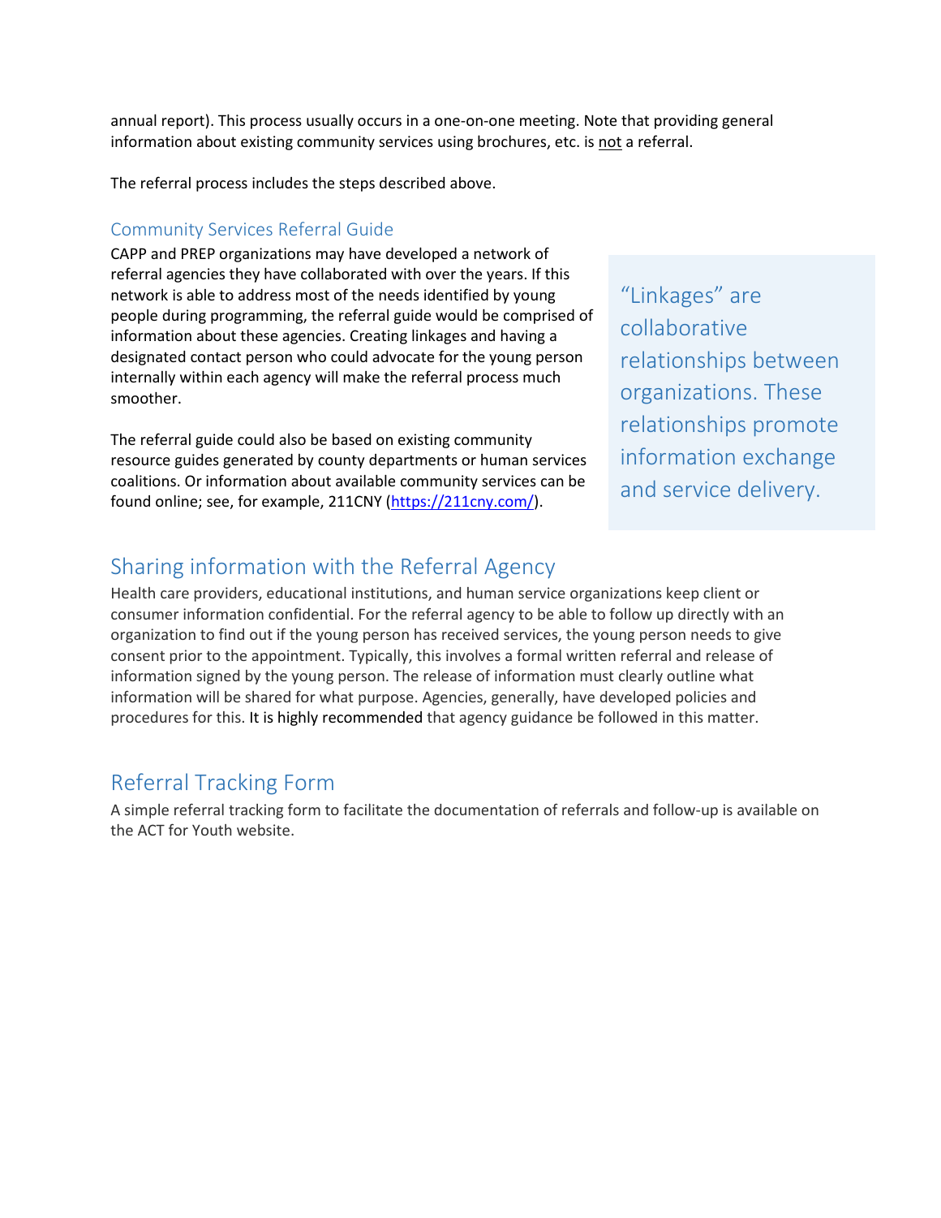annual report). This process usually occurs in a one-on-one meeting. Note that providing general information about existing community services using brochures, etc. is <u>not</u> a referral.

The referral process includes the steps described above.

### Community Services Referral Guide

CAPP and PREP organizations may have developed a network of referral agencies they have collaborated with over the years. If this network is able to address most of the needs identified by young people during programming, the referral guide would be comprised of information about these agencies. Creating linkages and having a designated contact person who could advocate for the young person internally within each agency will make the referral process much smoother.

> "Linkages" are collaborative relationships between organizations. These relationships promote information exchange and service delivery.

The referral guide could also be based on existing community resource guides generated by county departments or human services coalitions. Or information about available community services can be found online; see, for example, 211CNY (https://211cny.com/).

## Sharing information with the Referral Agency

Health care providers, educational institutions, and human service organizations keep client or consumer information confidential. For the referral agency to be able to follow up directly with an organization to find out if the young person has received services, the young person needs to give consent prior to the appointment. Typically, this involves a formal written referral and release of information signed by the young person. The release of information must clearly outline what information will be shared for what purpose. Agencies, generally, have developed policies and procedures for this. It is highly recommended that agency guidance be followed in this matter.

## Referral Tracking Form

A simple referral tracking form to facilitate the documentation of referrals and follow-up is available on the ACT for Youth website.